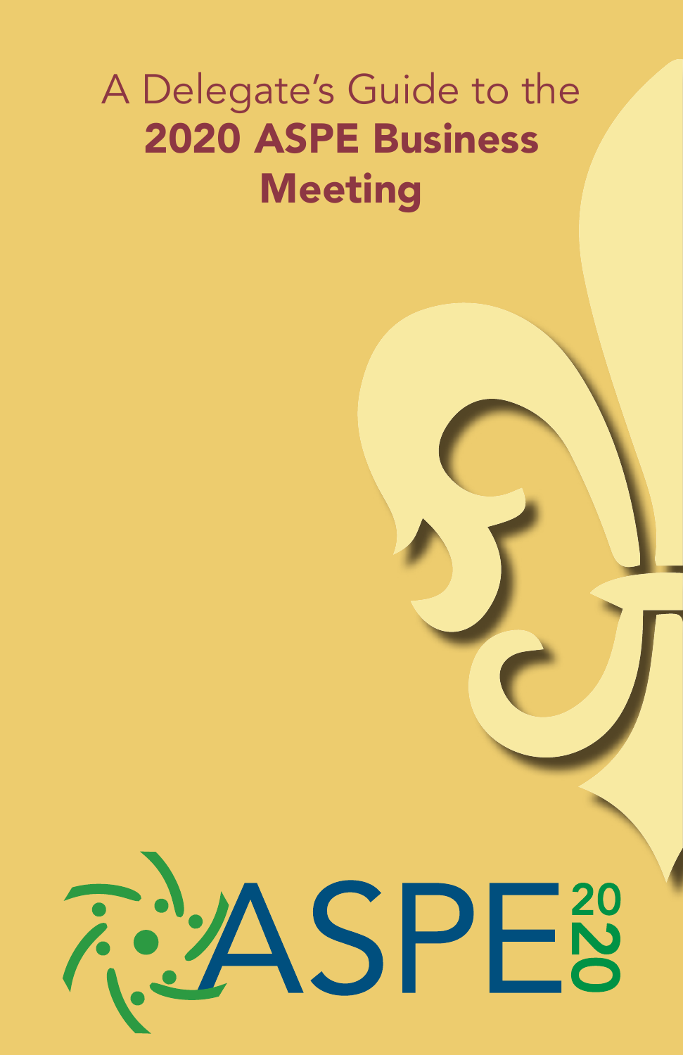# A Delegate's Guide to the **2020 ASPE Business Meeting**

ASPE 2020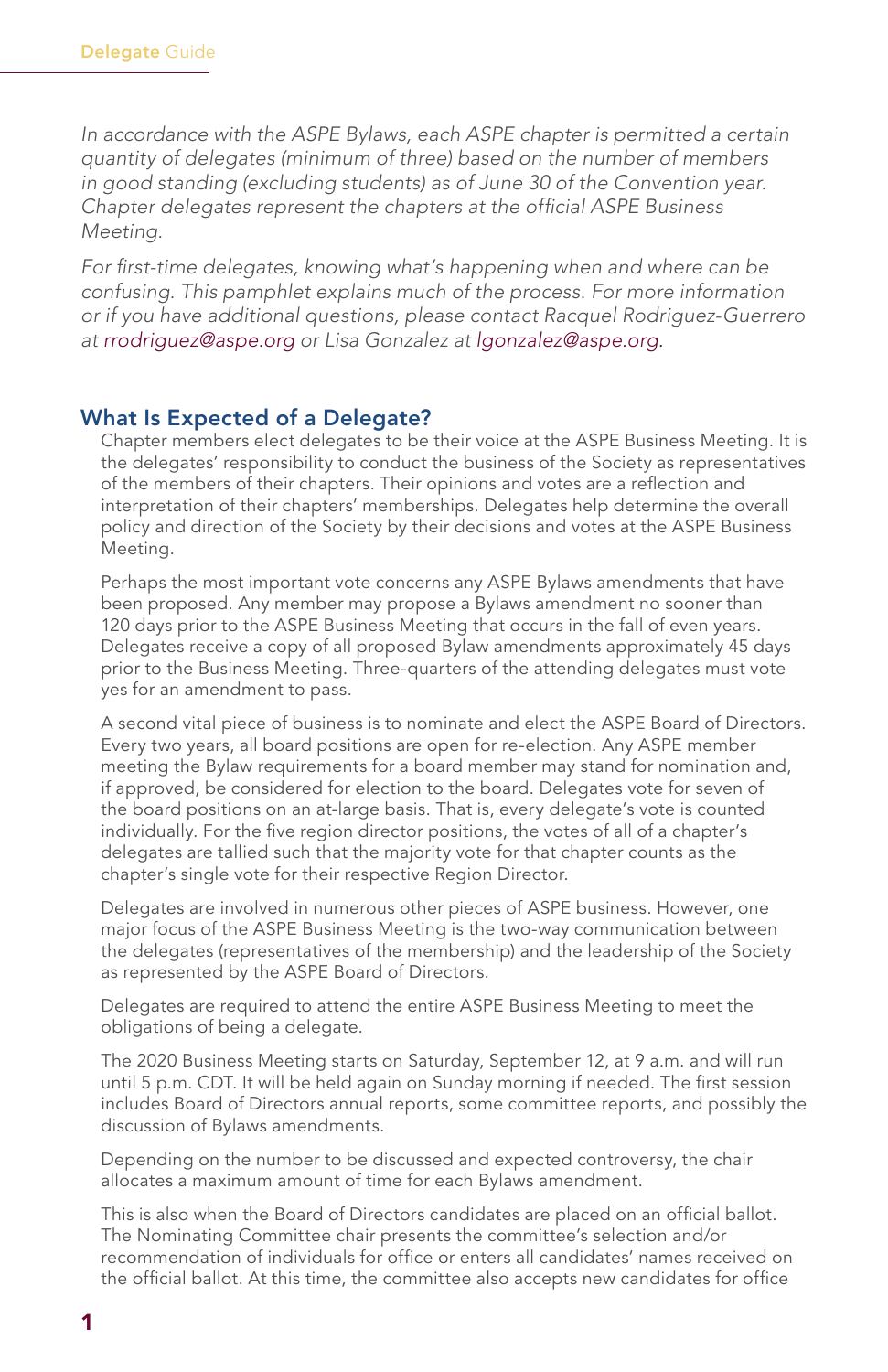*In accordance with the ASPE Bylaws, each ASPE chapter is permitted a certain quantity of delegates (minimum of three) based on the number of members in good standing (excluding students) as of June 30 of the Convention year. Chapter delegates represent the chapters at the official ASPE Business Meeting.*

*For first-time delegates, knowing what's happening when and where can be confusing. This pamphlet explains much of the process. For more information or if you have additional questions, please contact Racquel Rodriguez-Guerrero at rrodriguez@aspe.org or Lisa Gonzalez at lgonzalez@aspe.org.*

## What Is Expected of a Delegate?

Chapter members elect delegates to be their voice at the ASPE Business Meeting. It is the delegates' responsibility to conduct the business of the Society as representatives of the members of their chapters. Their opinions and votes are a reflection and interpretation of their chapters' memberships. Delegates help determine the overall policy and direction of the Society by their decisions and votes at the ASPE Business Meeting.

Perhaps the most important vote concerns any ASPE Bylaws amendments that have been proposed. Any member may propose a Bylaws amendment no sooner than 120 days prior to the ASPE Business Meeting that occurs in the fall of even years. Delegates receive a copy of all proposed Bylaw amendments approximately 45 days prior to the Business Meeting. Three-quarters of the attending delegates must vote yes for an amendment to pass.

A second vital piece of business is to nominate and elect the ASPE Board of Directors. Every two years, all board positions are open for re-election. Any ASPE member meeting the Bylaw requirements for a board member may stand for nomination and, if approved, be considered for election to the board. Delegates vote for seven of the board positions on an at-large basis. That is, every delegate's vote is counted individually. For the five region director positions, the votes of all of a chapter's delegates are tallied such that the majority vote for that chapter counts as the chapter's single vote for their respective Region Director.

Delegates are involved in numerous other pieces of ASPE business. However, one major focus of the ASPE Business Meeting is the two-way communication between the delegates (representatives of the membership) and the leadership of the Society as represented by the ASPE Board of Directors.

Delegates are required to attend the entire ASPE Business Meeting to meet the obligations of being a delegate.

The 2020 Business Meeting starts on Saturday, September 12, at 9 a.m. and will run until 5 p.m. CDT. It will be held again on Sunday morning if needed. The first session includes Board of Directors annual reports, some committee reports, and possibly the discussion of Bylaws amendments.

Depending on the number to be discussed and expected controversy, the chair allocates a maximum amount of time for each Bylaws amendment.

This is also when the Board of Directors candidates are placed on an official ballot. The Nominating Committee chair presents the committee's selection and/or recommendation of individuals for office or enters all candidates' names received on the official ballot. At this time, the committee also accepts new candidates for office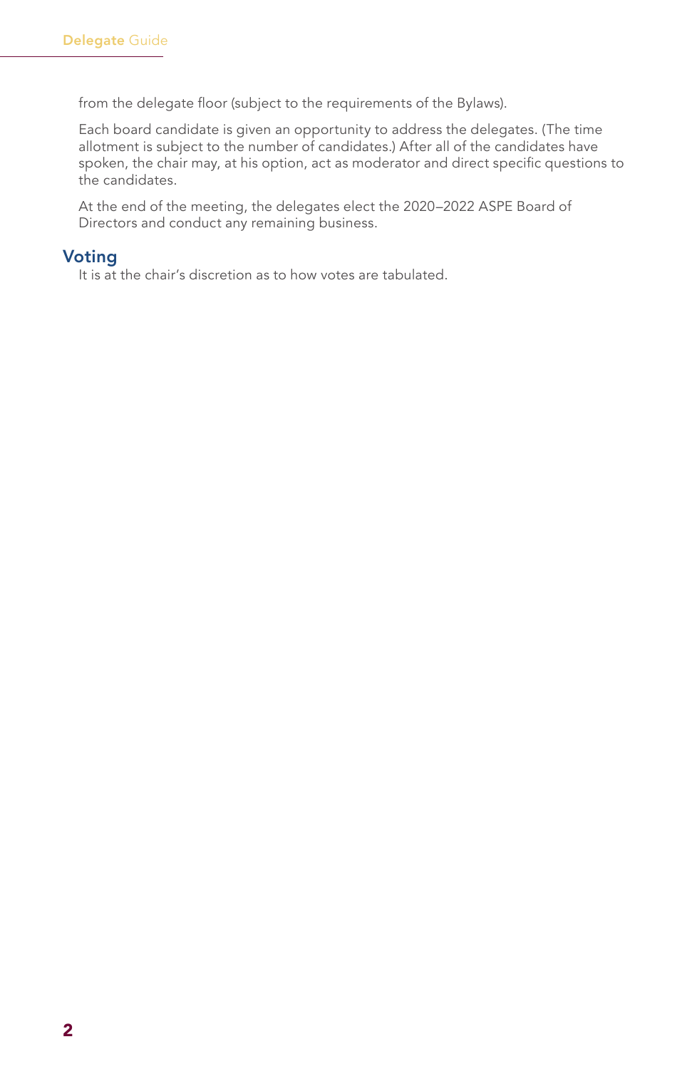from the delegate floor (subject to the requirements of the Bylaws).

Each board candidate is given an opportunity to address the delegates. (The time allotment is subject to the number of candidates.) After all of the candidates have spoken, the chair may, at his option, act as moderator and direct specific questions to the candidates.

At the end of the meeting, the delegates elect the 2020–2022 ASPE Board of Directors and conduct any remaining business.

## Voting

It is at the chair's discretion as to how votes are tabulated.